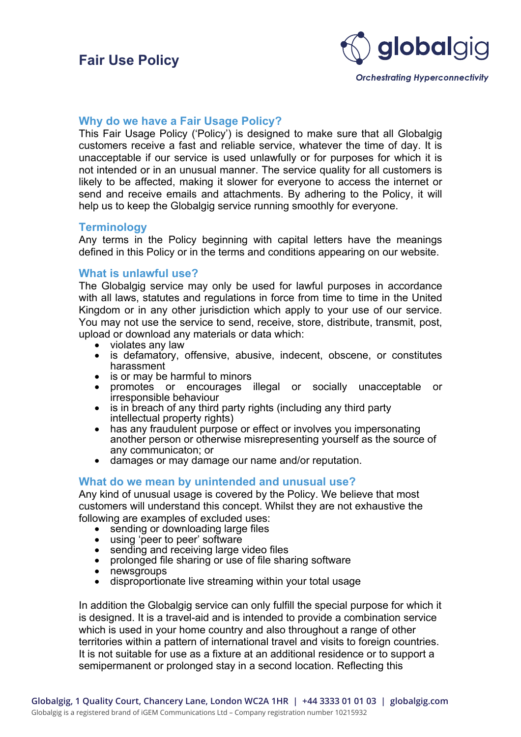# Fair Use Policy

globalgig

*Orchestrating Hyperconnectivity*

## Why do we have a Fair Usage Policy?

This Fair Usage Policy ('Policy') is designed to make sure that all Globalgig customers receive a fast and reliable service, whatever the time of day. It is unacceptable if our service is used unlawfully or for purposes for which it is not intended or in an unusual manner. The service quality for all customers is likely to be affected, making it slower for everyone to access the internet or send and receive emails and attachments. By adhering to the Policy, it will help us to keep the Globalgig service running smoothly for everyone.

## Terminology

Any terms in the Policy beginning with capital letters have the meanings defined in this Policy or in the terms and conditions appearing on our website.

## What is unlawful use?

The Globalgig service may only be used for lawful purposes in accordance with all laws, statutes and regulations in force from time to time in the United Kingdom or in any other jurisdiction which apply to your use of our service. You may not use the service to send, receive, store, distribute, transmit, post, upload or download any materials or data which:

- violates any law
- is defamatory, offensive, abusive, indecent, obscene, or constitutes harassment
- is or may be harmful to minors
- promotes or encourages illegal or socially unacceptable or irresponsible behaviour
- is in breach of any third party rights (including any third party intellectual property rights)
- has any fraudulent purpose or effect or involves you impersonating another person or otherwise misrepresenting yourself as the source of any communicaton; or
- damages or may damage our name and/or reputation.

## What do we mean by unintended and unusual use?

Any kind of unusual usage is covered by the Policy. We believe that most customers will understand this concept. Whilst they are not exhaustive the following are examples of excluded uses:

- sending or downloading large files
- using 'peer to peer' software
- sending and receiving large video files
- prolonged file sharing or use of file sharing software
- newsgroups
- disproportionate live streaming within your total usage

In addition the Globalgig service can only fulfill the special purpose for which it is designed. It is a travel-aid and is intended to provide a combination service which is used in your home country and also throughout a range of other territories within a pattern of international travel and visits to foreign countries. It is not suitable for use as a fixture at an additional residence or to support a semipermanent or prolonged stay in a second location. Reflecting this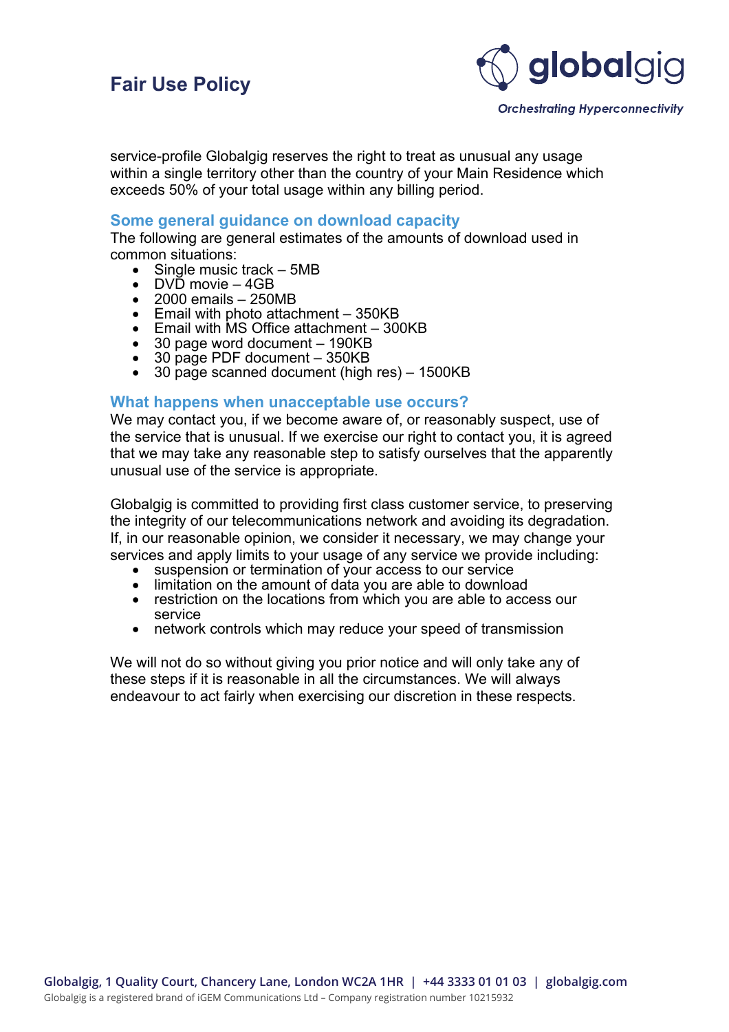service-profile Globalgig reserves the right to treat as unusual any usage within a single territory other than the country of your Main Residence which exceeds 50% of your total usage within any billing period.

## Some general guidance on download capacity

The following are general estimates of the amounts of download used in common situations:

- Single music track – 5MB
- DVD movie – 4GB
- 2000 emails – 250MB
- Email with photo attachment – 350KB
- Email with MS Office attachment – 300KB
- 30 page word document – 190KB
- 30 page PDF document – 350KB
- 30 page scanned document (high res) – 1500KB

## What happens when unacceptable use occurs?

We may contact you, if we become aware of, or reasonably suspect, use of the service that is unusual. If we exercise our right to contact you, it is agreed that we may take any reasonable step to satisfy ourselves that the apparently unusual use of the service is appropriate.

Globalgig is committed to providing first class customer service, to preserving the integrity of our telecommunications network and avoiding its degradation. If, in our reasonable opinion, we consider it necessary, we may change your services and apply limits to your usage of any service we provide including:

- suspension or termination of your access to our service
- limitation on the amount of data you are able to download
- restriction on the locations from which you are able to access our service
- network controls which may reduce your speed of transmission

We will not do so without giving you prior notice and will only take any of these steps if it is reasonable in all the circumstances. We will always endeavour to act fairly when exercising our discretion in these respects.